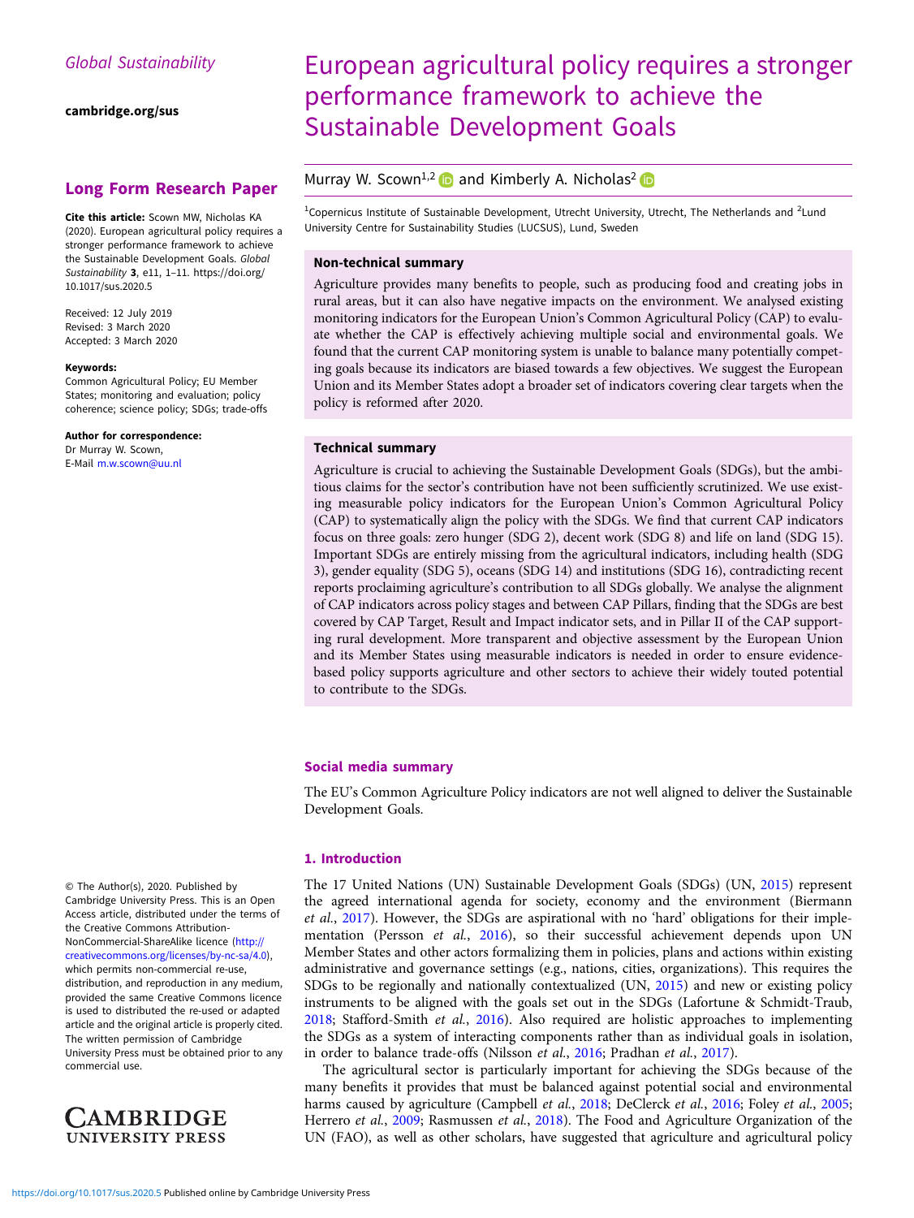Global Sustainability

cambridge.org/sus

## Long Form Research Paper

**Cite this article:** Scown MW, Nicholas KA (2020). European agricultural policy requires a stronger performance framework to achieve the Sustainable Development Goals. *Global Sustainability* **3**, e11, 1–11. https://doi.org/10.1017/sus.2020.5

Received: 12 July 2019
Revised: 3 March 2020
Accepted: 3 March 2020

**Keywords:**
Common Agricultural Policy; EU Member States; monitoring and evaluation; policy coherence; science policy; SDGs; trade-offs

**Author for correspondence:**
Dr Murray W. Scown,
E-Mail m.w.scown@uu.nl

© The Author(s), 2020. Published by Cambridge University Press. This is an Open Access article, distributed under the terms of the Creative Commons Attribution-NonCommercial-ShareAlike licence (http://creativecommons.org/licenses/by-nc-sa/4.0), which permits non-commercial re-use, distribution, and reproduction in any medium, provided the same Creative Commons licence is used to distributed the re-used or adapted article and the original article is properly cited. The written permission of Cambridge University Press must be obtained prior to any commercial use.

# European agricultural policy requires a stronger performance framework to achieve the Sustainable Development Goals

Murray W. Scown[1,2] and Kimberly A. Nicholas[2]

[1]Copernicus Institute of Sustainable Development, Utrecht University, Utrecht, The Netherlands and [2]Lund University Centre for Sustainability Studies (LUCSUS), Lund, Sweden

### Non-technical summary

Agriculture provides many benefits to people, such as producing food and creating jobs in rural areas, but it can also have negative impacts on the environment. We analysed existing monitoring indicators for the European Union's Common Agricultural Policy (CAP) to evaluate whether the CAP is effectively achieving multiple social and environmental goals. We found that the current CAP monitoring system is unable to balance many potentially competing goals because its indicators are biased towards a few objectives. We suggest the European Union and its Member States adopt a broader set of indicators covering clear targets when the policy is reformed after 2020.

### Technical summary

Agriculture is crucial to achieving the Sustainable Development Goals (SDGs), but the ambitious claims for the sector's contribution have not been sufficiently scrutinized. We use existing measurable policy indicators for the European Union's Common Agricultural Policy (CAP) to systematically align the policy with the SDGs. We find that current CAP indicators focus on three goals: zero hunger (SDG 2), decent work (SDG 8) and life on land (SDG 15). Important SDGs are entirely missing from the agricultural indicators, including health (SDG 3), gender equality (SDG 5), oceans (SDG 14) and institutions (SDG 16), contradicting recent reports proclaiming agriculture's contribution to all SDGs globally. We analyse the alignment of CAP indicators across policy stages and between CAP Pillars, finding that the SDGs are best covered by CAP Target, Result and Impact indicator sets, and in Pillar II of the CAP supporting rural development. More transparent and objective assessment by the European Union and its Member States using measurable indicators is needed in order to ensure evidence-based policy supports agriculture and other sectors to achieve their widely touted potential to contribute to the SDGs.

### Social media summary

The EU's Common Agriculture Policy indicators are not well aligned to deliver the Sustainable Development Goals.

## 1. Introduction

The 17 United Nations (UN) Sustainable Development Goals (SDGs) (UN, 2015) represent the agreed international agenda for society, economy and the environment (Biermann *et al.*, 2017). However, the SDGs are aspirational with no 'hard' obligations for their implementation (Persson *et al.*, 2016), so their successful achievement depends upon UN Member States and other actors formalizing them in policies, plans and actions within existing administrative and governance settings (e.g., nations, cities, organizations). This requires the SDGs to be regionally and nationally contextualized (UN, 2015) and new or existing policy instruments to be aligned with the goals set out in the SDGs (Lafortune & Schmidt-Traub, 2018; Stafford-Smith *et al.*, 2016). Also required are holistic approaches to implementing the SDGs as a system of interacting components rather than as individual goals in isolation, in order to balance trade-offs (Nilsson *et al.*, 2016; Pradhan *et al.*, 2017).

The agricultural sector is particularly important for achieving the SDGs because of the many benefits it provides that must be balanced against potential social and environmental harms caused by agriculture (Campbell *et al.*, 2018; DeClerck *et al.*, 2016; Foley *et al.*, 2005; Herrero *et al.*, 2009; Rasmussen *et al.*, 2018). The Food and Agriculture Organization of the UN (FAO), as well as other scholars, have suggested that agriculture and agricultural policy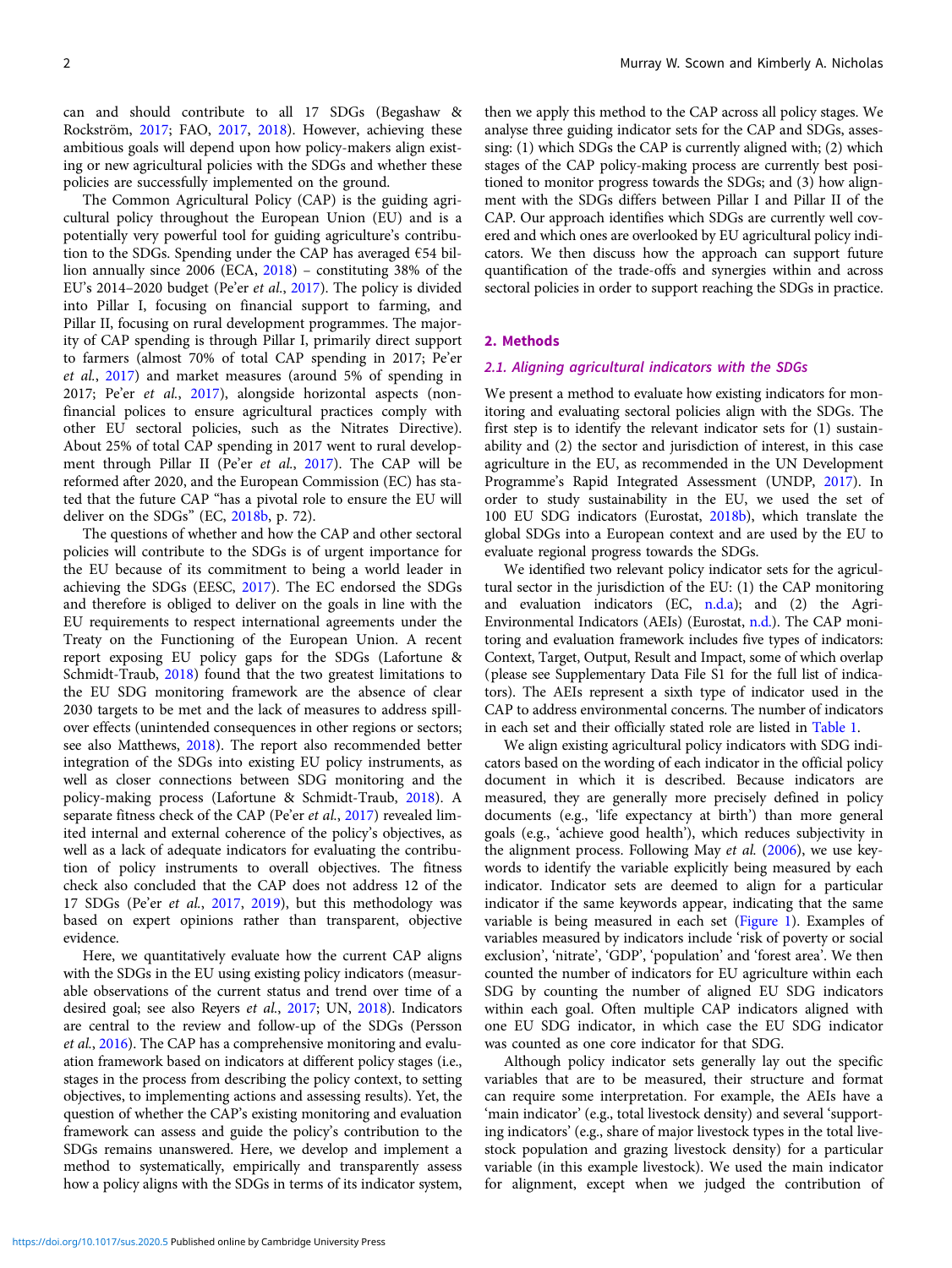can and should contribute to all 17 SDGs (Begashaw & Rockström, 2017; FAO, 2017, 2018). However, achieving these ambitious goals will depend upon how policy-makers align existing or new agricultural policies with the SDGs and whether these policies are successfully implemented on the ground.

The Common Agricultural Policy (CAP) is the guiding agricultural policy throughout the European Union (EU) and is a potentially very powerful tool for guiding agriculture's contribution to the SDGs. Spending under the CAP has averaged €54 billion annually since 2006 (ECA, 2018) – constituting 38% of the EU's 2014–2020 budget (Pe'er *et al.*, 2017). The policy is divided into Pillar I, focusing on financial support to farming, and Pillar II, focusing on rural development programmes. The majority of CAP spending is through Pillar I, primarily direct support to farmers (almost 70% of total CAP spending in 2017; Pe'er *et al.*, 2017) and market measures (around 5% of spending in 2017; Pe'er *et al.*, 2017), alongside horizontal aspects (non-financial polices to ensure agricultural practices comply with other EU sectoral policies, such as the Nitrates Directive). About 25% of total CAP spending in 2017 went to rural development through Pillar II (Pe'er *et al.*, 2017). The CAP will be reformed after 2020, and the European Commission (EC) has stated that the future CAP "has a pivotal role to ensure the EU will deliver on the SDGs" (EC, 2018b, p. 72).

The questions of whether and how the CAP and other sectoral policies will contribute to the SDGs is of urgent importance for the EU because of its commitment to being a world leader in achieving the SDGs (EESC, 2017). The EC endorsed the SDGs and therefore is obliged to deliver on the goals in line with the EU requirements to respect international agreements under the Treaty on the Functioning of the European Union. A recent report exposing EU policy gaps for the SDGs (Lafortune & Schmidt-Traub, 2018) found that the two greatest limitations to the EU SDG monitoring framework are the absence of clear 2030 targets to be met and the lack of measures to address spillover effects (unintended consequences in other regions or sectors; see also Matthews, 2018). The report also recommended better integration of the SDGs into existing EU policy instruments, as well as closer connections between SDG monitoring and the policy-making process (Lafortune & Schmidt-Traub, 2018). A separate fitness check of the CAP (Pe'er *et al.*, 2017) revealed limited internal and external coherence of the policy's objectives, as well as a lack of adequate indicators for evaluating the contribution of policy instruments to overall objectives. The fitness check also concluded that the CAP does not address 12 of the 17 SDGs (Pe'er *et al.*, 2017, 2019), but this methodology was based on expert opinions rather than transparent, objective evidence.

Here, we quantitatively evaluate how the current CAP aligns with the SDGs in the EU using existing policy indicators (measurable observations of the current status and trend over time of a desired goal; see also Reyers *et al.*, 2017; UN, 2018). Indicators are central to the review and follow-up of the SDGs (Persson *et al.*, 2016). The CAP has a comprehensive monitoring and evaluation framework based on indicators at different policy stages (i.e., stages in the process from describing the policy context, to setting objectives, to implementing actions and assessing results). Yet, the question of whether the CAP's existing monitoring and evaluation framework can assess and guide the policy's contribution to the SDGs remains unanswered. Here, we develop and implement a method to systematically, empirically and transparently assess how a policy aligns with the SDGs in terms of its indicator system, then we apply this method to the CAP across all policy stages. We analyse three guiding indicator sets for the CAP and SDGs, assessing: (1) which SDGs the CAP is currently aligned with; (2) which stages of the CAP policy-making process are currently best positioned to monitor progress towards the SDGs; and (3) how alignment with the SDGs differs between Pillar I and Pillar II of the CAP. Our approach identifies which SDGs are currently well covered and which ones are overlooked by EU agricultural policy indicators. We then discuss how the approach can support future quantification of the trade-offs and synergies within and across sectoral policies in order to support reaching the SDGs in practice.

## 2. Methods

### 2.1. Aligning agricultural indicators with the SDGs

We present a method to evaluate how existing indicators for monitoring and evaluating sectoral policies align with the SDGs. The first step is to identify the relevant indicator sets for (1) sustainability and (2) the sector and jurisdiction of interest, in this case agriculture in the EU, as recommended in the UN Development Programme's Rapid Integrated Assessment (UNDP, 2017). In order to study sustainability in the EU, we used the set of 100 EU SDG indicators (Eurostat, 2018b), which translate the global SDGs into a European context and are used by the EU to evaluate regional progress towards the SDGs.

We identified two relevant policy indicator sets for the agricultural sector in the jurisdiction of the EU: (1) the CAP monitoring and evaluation indicators (EC, n.d.a); and (2) the Agri-Environmental Indicators (AEIs) (Eurostat, n.d.). The CAP monitoring and evaluation framework includes five types of indicators: Context, Target, Output, Result and Impact, some of which overlap (please see Supplementary Data File S1 for the full list of indicators). The AEIs represent a sixth type of indicator used in the CAP to address environmental concerns. The number of indicators in each set and their officially stated role are listed in Table 1.

We align existing agricultural policy indicators with SDG indicators based on the wording of each indicator in the official policy document in which it is described. Because indicators are measured, they are generally more precisely defined in policy documents (e.g., 'life expectancy at birth') than more general goals (e.g., 'achieve good health'), which reduces subjectivity in the alignment process. Following May *et al.* (2006), we use keywords to identify the variable explicitly being measured by each indicator. Indicator sets are deemed to align for a particular indicator if the same keywords appear, indicating that the same variable is being measured in each set (Figure 1). Examples of variables measured by indicators include 'risk of poverty or social exclusion', 'nitrate', 'GDP', 'population' and 'forest area'. We then counted the number of indicators for EU agriculture within each SDG by counting the number of aligned EU SDG indicators within each goal. Often multiple CAP indicators aligned with one EU SDG indicator, in which case the EU SDG indicator was counted as one core indicator for that SDG.

Although policy indicator sets generally lay out the specific variables that are to be measured, their structure and format can require some interpretation. For example, the AEIs have a 'main indicator' (e.g., total livestock density) and several 'supporting indicators' (e.g., share of major livestock types in the total livestock population and grazing livestock density) for a particular variable (in this example livestock). We used the main indicator for alignment, except when we judged the contribution of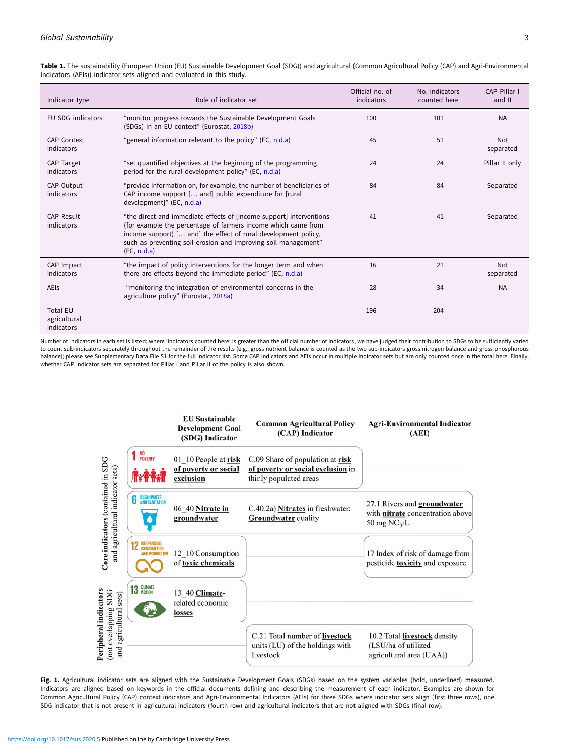**Table 1.** The sustainability (European Union (EU) Sustainable Development Goal (SDG)) and agricultural (Common Agricultural Policy (CAP) and Agri-Environmental Indicators (AEIs)) indicator sets aligned and evaluated in this study.

| Indicator type | Role of indicator set | Official no. of indicators | No. indicators counted here | CAP Pillar I and II |
|---|---|---|---|---|
| EU SDG indicators | "monitor progress towards the Sustainable Development Goals (SDGs) in an EU context" (Eurostat, 2018b) | 100 | 101 | NA |
| CAP Context indicators | "general information relevant to the policy" (EC, n.d.a) | 45 | 51 | Not separated |
| CAP Target indicators | "set quantified objectives at the beginning of the programming period for the rural development policy" (EC, n.d.a) | 24 | 24 | Pillar II only |
| CAP Output indicators | "provide information on, for example, the number of beneficiaries of CAP income support [… and] public expenditure for [rural development]" (EC, n.d.a) | 84 | 84 | Separated |
| CAP Result indicators | "the direct and immediate effects of [income support] interventions (for example the percentage of farmers income which came from income support) [… and] the effect of rural development policy, such as preventing soil erosion and improving soil management" (EC, n.d.a) | 41 | 41 | Separated |
| CAP Impact indicators | "the impact of policy interventions for the longer term and when there are effects beyond the immediate period" (EC, n.d.a) | 16 | 21 | Not separated |
| AEIs | "monitoring the integration of environmental concerns in the agriculture policy" (Eurostat, 2018a) | 28 | 34 | NA |
| Total EU agricultural indicators | | 196 | 204 | |

Number of indicators in each set is listed; where 'indicators counted here' is greater than the official number of indicators, we have judged their contribution to SDGs to be sufficiently varied to count sub-indicators separately throughout the remainder of the results (e.g., gross nutrient balance is counted as the two sub-indicators gross nitrogen balance and gross phosphorous balance); please see Supplementary Data File S1 for the full indicator list. Some CAP indicators and AEIs occur in multiple indicator sets but are only counted once in the total here. Finally, whether CAP indicator sets are separated for Pillar I and Pillar II of the policy is also shown.

| | EU Sustainable Development Goal (SDG) Indicator | Common Agricultural Policy (CAP) Indicator | Agri-Environmental Indicator (AEI) |
|---|---|---|---|
| Core indicators (contained in SDG and agricultural indicator sets) | 01_10 People at **risk of poverty or social exclusion** | C.09 Share of population at **risk of poverty or social exclusion** in thinly populated areas | |
| | 06_40 **Nitrate in groundwater** | C.40.2a) **Nitrates** in freshwater: **Groundwater** quality | 27.1 Rivers and **groundwater** with **nitrate** concentration above 50 mg $NO_3$/L |
| | 12_10 Consumption of **toxic chemicals** | | 17 Index of risk of damage from pesticide **toxicity** and exposure |
| Peripheral indicators (not overlapping SDG and agricultural sets) | 13_40 **Climate**-related economic **losses** | | |
| | | C.21 Total number of **livestock** units (LU) of the holdings with livestock | 10.2 Total **livestock** density (LSU/ha of utilized agricultural area (UAA)) |

**Fig. 1.** Agricultural indicator sets are aligned with the Sustainable Development Goals (SDGs) based on the system variables (bold, underlined) measured. Indicators are aligned based on keywords in the official documents defining and describing the measurement of each indicator. Examples are shown for Common Agricultural Policy (CAP) context indicators and Agri-Environmental Indicators (AEIs) for three SDGs where indicator sets align (first three rows), one SDG indicator that is not present in agricultural indicators (fourth row) and agricultural indicators that are not aligned with SDGs (final row).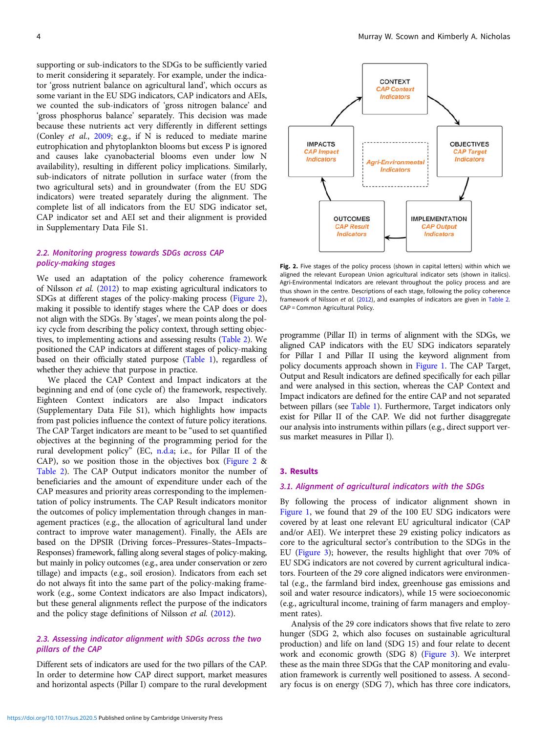supporting or sub-indicators to the SDGs to be sufficiently varied to merit considering it separately. For example, under the indicator 'gross nutrient balance on agricultural land', which occurs as some variant in the EU SDG indicators, CAP indicators and AEIs, we counted the sub-indicators of 'gross nitrogen balance' and 'gross phosphorus balance' separately. This decision was made because these nutrients act very differently in different settings (Conley *et al.*, 2009; e.g., if N is reduced to mediate marine eutrophication and phytoplankton blooms but excess P is ignored and causes lake cyanobacterial blooms even under low N availability), resulting in different policy implications. Similarly, sub-indicators of nitrate pollution in surface water (from the two agricultural sets) and in groundwater (from the EU SDG indicators) were treated separately during the alignment. The complete list of all indicators from the EU SDG indicator set, CAP indicator set and AEI set and their alignment is provided in Supplementary Data File S1.

### 2.2. Monitoring progress towards SDGs across CAP policy-making stages

We used an adaptation of the policy coherence framework of Nilsson *et al.* (2012) to map existing agricultural indicators to SDGs at different stages of the policy-making process (Figure 2), making it possible to identify stages where the CAP does or does not align with the SDGs. By 'stages', we mean points along the policy cycle from describing the policy context, through setting objectives, to implementing actions and assessing results (Table 2). We positioned the CAP indicators at different stages of policy-making based on their officially stated purpose (Table 1), regardless of whether they achieve that purpose in practice.

We placed the CAP Context and Impact indicators at the beginning and end of (one cycle of) the framework, respectively. Eighteen Context indicators are also Impact indicators (Supplementary Data File S1), which highlights how impacts from past policies influence the context of future policy iterations. The CAP Target indicators are meant to be "used to set quantified objectives at the beginning of the programming period for the rural development policy" (EC, n.d.a; i.e., for Pillar II of the CAP), so we position those in the objectives box (Figure 2 & Table 2). The CAP Output indicators monitor the number of beneficiaries and the amount of expenditure under each of the CAP measures and priority areas corresponding to the implementation of policy instruments. The CAP Result indicators monitor the outcomes of policy implementation through changes in management practices (e.g., the allocation of agricultural land under contract to improve water management). Finally, the AEIs are based on the DPSIR (Driving forces–Pressures–States–Impacts–Responses) framework, falling along several stages of policy-making, but mainly in policy outcomes (e.g., area under conservation or zero tillage) and impacts (e.g., soil erosion). Indicators from each set do not always fit into the same part of the policy-making framework (e.g., some Context indicators are also Impact indicators), but these general alignments reflect the purpose of the indicators and the policy stage definitions of Nilsson *et al.* (2012).

### 2.3. Assessing indicator alignment with SDGs across the two pillars of the CAP

Different sets of indicators are used for the two pillars of the CAP. In order to determine how CAP direct support, market measures and horizontal aspects (Pillar I) compare to the rural development programme (Pillar II) in terms of alignment with the SDGs, we aligned CAP indicators with the EU SDG indicators separately for Pillar I and Pillar II using the keyword alignment from policy documents approach shown in Figure 1. The CAP Target, Output and Result indicators are defined specifically for each pillar and were analysed in this section, whereas the CAP Context and Impact indicators are defined for the entire CAP and not separated between pillars (see Table 1). Furthermore, Target indicators only exist for Pillar II of the CAP. We did not further disaggregate our analysis into instruments within pillars (e.g., direct support versus market measures in Pillar I).

CONTEXT
*CAP Context Indicators*

OBJECTIVES
*CAP Target Indicators*

IMPLEMENTATION
*CAP Output Indicators*

OUTCOMES
*CAP Result Indicators*

IMPACTS
*CAP Impact Indicators*

*Agri-Environmental Indicators*

**Fig. 2.** Five stages of the policy process (shown in capital letters) within which we aligned the relevant European Union agricultural indicator sets (shown in italics). Agri-Environmental Indicators are relevant throughout the policy process and are thus shown in the centre. Descriptions of each stage, following the policy coherence framework of Nilsson *et al.* (2012), and examples of indicators are given in Table 2. CAP = Common Agricultural Policy.

## 3. Results

### 3.1. Alignment of agricultural indicators with the SDGs

By following the process of indicator alignment shown in Figure 1, we found that 29 of the 100 EU SDG indicators were covered by at least one relevant EU agricultural indicator (CAP and/or AEI). We interpret these 29 existing policy indicators as core to the agricultural sector's contribution to the SDGs in the EU (Figure 3); however, the results highlight that over 70% of EU SDG indicators are not covered by current agricultural indicators. Fourteen of the 29 core aligned indicators were environmental (e.g., the farmland bird index, greenhouse gas emissions and soil and water resource indicators), while 15 were socioeconomic (e.g., agricultural income, training of farm managers and employment rates).

Analysis of the 29 core indicators shows that five relate to zero hunger (SDG 2, which also focuses on sustainable agricultural production) and life on land (SDG 15) and four relate to decent work and economic growth (SDG 8) (Figure 3). We interpret these as the main three SDGs that the CAP monitoring and evaluation framework is currently well positioned to assess. A secondary focus is on energy (SDG 7), which has three core indicators,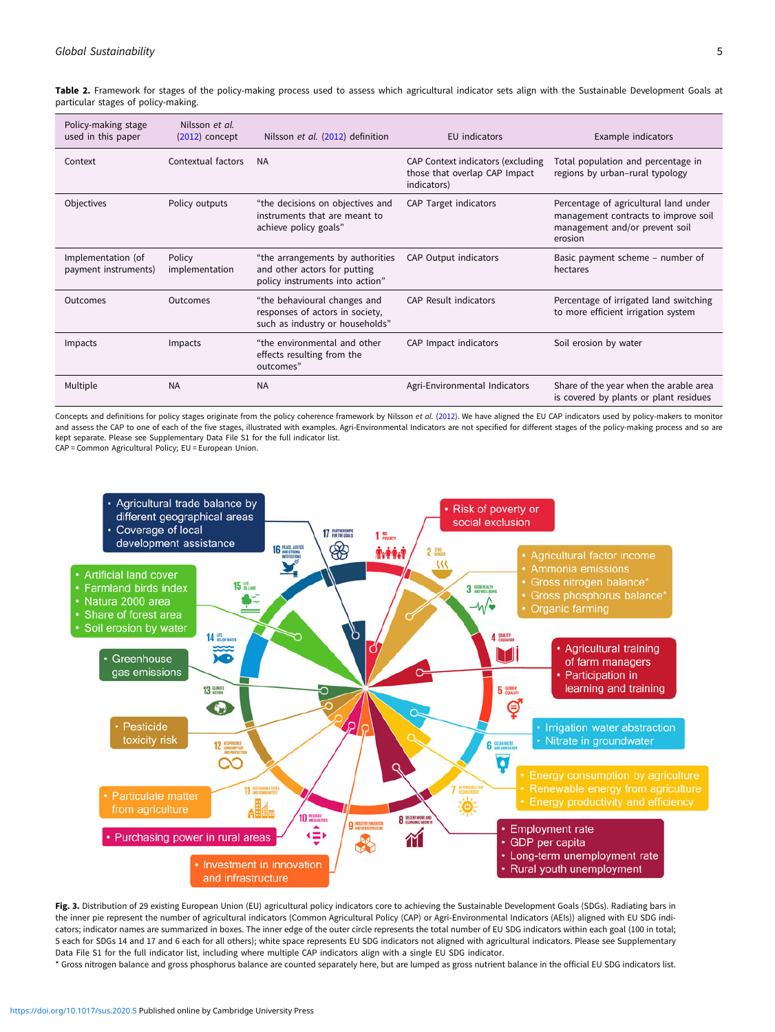**Table 2.** Framework for stages of the policy-making process used to assess which agricultural indicator sets align with the Sustainable Development Goals at particular stages of policy-making.

| Policy-making stage used in this paper | Nilsson *et al.* (2012) concept | Nilsson *et al.* (2012) definition | EU indicators | Example indicators |
|---|---|---|---|---|
| Context | Contextual factors | NA | CAP Context indicators (excluding those that overlap CAP Impact indicators) | Total population and percentage in regions by urban–rural typology |
| Objectives | Policy outputs | "the decisions on objectives and instruments that are meant to achieve policy goals" | CAP Target indicators | Percentage of agricultural land under management contracts to improve soil management and/or prevent soil erosion |
| Implementation (of payment instruments) | Policy implementation | "the arrangements by authorities and other actors for putting policy instruments into action" | CAP Output indicators | Basic payment scheme – number of hectares |
| Outcomes | Outcomes | "the behavioural changes and responses of actors in society, such as industry or households" | CAP Result indicators | Percentage of irrigated land switching to more efficient irrigation system |
| Impacts | Impacts | "the environmental and other effects resulting from the outcomes" | CAP Impact indicators | Soil erosion by water |
| Multiple | NA | NA | Agri-Environmental Indicators | Share of the year when the arable area is covered by plants or plant residues |

Concepts and definitions for policy stages originate from the policy coherence framework by Nilsson *et al.* (2012). We have aligned the EU CAP indicators used by policy-makers to monitor and assess the CAP to one of each of the five stages, illustrated with examples. Agri-Environmental Indicators are not specified for different stages of the policy-making process and so are kept separate. Please see Supplementary Data File S1 for the full indicator list.
CAP = Common Agricultural Policy; EU = European Union.

**Fig. 3.** Distribution of 29 existing European Union (EU) agricultural policy indicators core to achieving the Sustainable Development Goals (SDGs). Radiating bars in the inner pie represent the number of agricultural indicators (Common Agricultural Policy (CAP) or Agri-Environmental Indicators (AEIs)) aligned with EU SDG indicators; indicator names are summarized in boxes. The inner edge of the outer circle represents the total number of EU SDG indicators within each goal (100 in total; 5 each for SDGs 14 and 17 and 6 each for all others); white space represents EU SDG indicators not aligned with agricultural indicators. Please see Supplementary Data File S1 for the full indicator list, including where multiple CAP indicators align with a single EU SDG indicator.
* Gross nitrogen balance and gross phosphorus balance are counted separately here, but are lumped as gross nutrient balance in the official EU SDG indicators list.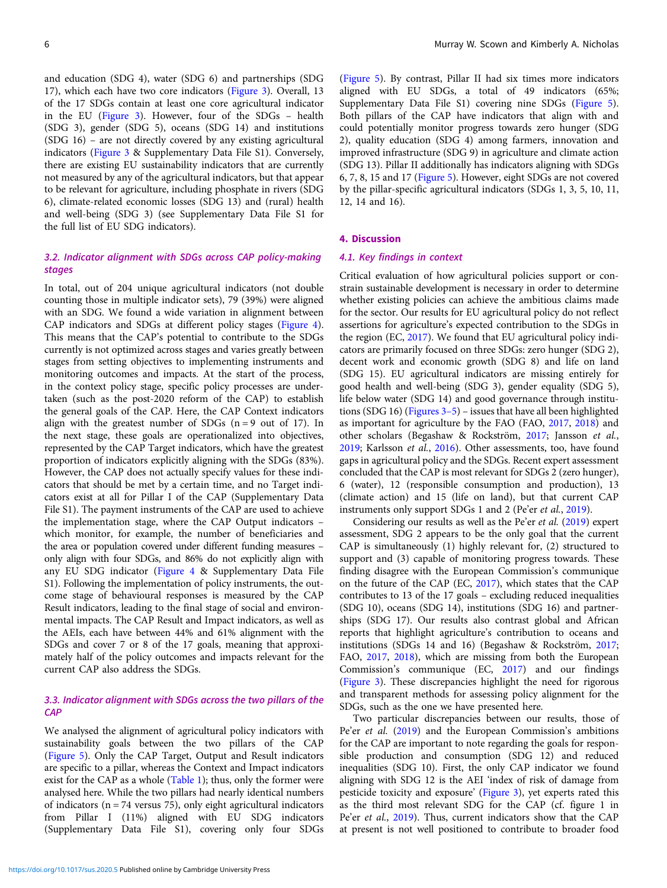and education (SDG 4), water (SDG 6) and partnerships (SDG 17), which each have two core indicators (Figure 3). Overall, 13 of the 17 SDGs contain at least one core agricultural indicator in the EU (Figure 3). However, four of the SDGs – health (SDG 3), gender (SDG 5), oceans (SDG 14) and institutions (SDG 16) – are not directly covered by any existing agricultural indicators (Figure 3 & Supplementary Data File S1). Conversely, there are existing EU sustainability indicators that are currently not measured by any of the agricultural indicators, but that appear to be relevant for agriculture, including phosphate in rivers (SDG 6), climate-related economic losses (SDG 13) and (rural) health and well-being (SDG 3) (see Supplementary Data File S1 for the full list of EU SDG indicators).

### 3.2. Indicator alignment with SDGs across CAP policy-making stages

In total, out of 204 unique agricultural indicators (not double counting those in multiple indicator sets), 79 (39%) were aligned with an SDG. We found a wide variation in alignment between CAP indicators and SDGs at different policy stages (Figure 4). This means that the CAP's potential to contribute to the SDGs currently is not optimized across stages and varies greatly between stages from setting objectives to implementing instruments and monitoring outcomes and impacts. At the start of the process, in the context policy stage, specific policy processes are undertaken (such as the post-2020 reform of the CAP) to establish the general goals of the CAP. Here, the CAP Context indicators align with the greatest number of SDGs (n = 9 out of 17). In the next stage, these goals are operationalized into objectives, represented by the CAP Target indicators, which have the greatest proportion of indicators explicitly aligning with the SDGs (83%). However, the CAP does not actually specify values for these indicators that should be met by a certain time, and no Target indicators exist at all for Pillar I of the CAP (Supplementary Data File S1). The payment instruments of the CAP are used to achieve the implementation stage, where the CAP Output indicators – which monitor, for example, the number of beneficiaries and the area or population covered under different funding measures – only align with four SDGs, and 86% do not explicitly align with any EU SDG indicator (Figure 4 & Supplementary Data File S1). Following the implementation of policy instruments, the outcome stage of behavioural responses is measured by the CAP Result indicators, leading to the final stage of social and environmental impacts. The CAP Result and Impact indicators, as well as the AEIs, each have between 44% and 61% alignment with the SDGs and cover 7 or 8 of the 17 goals, meaning that approximately half of the policy outcomes and impacts relevant for the current CAP also address the SDGs.

### 3.3. Indicator alignment with SDGs across the two pillars of the CAP

We analysed the alignment of agricultural policy indicators with sustainability goals between the two pillars of the CAP (Figure 5). Only the CAP Target, Output and Result indicators are specific to a pillar, whereas the Context and Impact indicators exist for the CAP as a whole (Table 1); thus, only the former were analysed here. While the two pillars had nearly identical numbers of indicators (n = 74 versus 75), only eight agricultural indicators from Pillar I (11%) aligned with EU SDG indicators (Supplementary Data File S1), covering only four SDGs (Figure 5). By contrast, Pillar II had six times more indicators aligned with EU SDGs, a total of 49 indicators (65%; Supplementary Data File S1) covering nine SDGs (Figure 5). Both pillars of the CAP have indicators that align with and could potentially monitor progress towards zero hunger (SDG 2), quality education (SDG 4) among farmers, innovation and improved infrastructure (SDG 9) in agriculture and climate action (SDG 13). Pillar II additionally has indicators aligning with SDGs 6, 7, 8, 15 and 17 (Figure 5). However, eight SDGs are not covered by the pillar-specific agricultural indicators (SDGs 1, 3, 5, 10, 11, 12, 14 and 16).

## 4. Discussion

### 4.1. Key findings in context

Critical evaluation of how agricultural policies support or constrain sustainable development is necessary in order to determine whether existing policies can achieve the ambitious claims made for the sector. Our results for EU agricultural policy do not reflect assertions for agriculture's expected contribution to the SDGs in the region (EC, 2017). We found that EU agricultural policy indicators are primarily focused on three SDGs: zero hunger (SDG 2), decent work and economic growth (SDG 8) and life on land (SDG 15). EU agricultural indicators are missing entirely for good health and well-being (SDG 3), gender equality (SDG 5), life below water (SDG 14) and good governance through institutions (SDG 16) (Figures 3–5) – issues that have all been highlighted as important for agriculture by the FAO (FAO, 2017, 2018) and other scholars (Begashaw & Rockström, 2017; Jansson *et al.*, 2019; Karlsson *et al.*, 2016). Other assessments, too, have found gaps in agricultural policy and the SDGs. Recent expert assessment concluded that the CAP is most relevant for SDGs 2 (zero hunger), 6 (water), 12 (responsible consumption and production), 13 (climate action) and 15 (life on land), but that current CAP instruments only support SDGs 1 and 2 (Pe'er *et al.*, 2019).

Considering our results as well as the Pe'er *et al.* (2019) expert assessment, SDG 2 appears to be the only goal that the current CAP is simultaneously (1) highly relevant for, (2) structured to support and (3) capable of monitoring progress towards. These finding disagree with the European Commission's communique on the future of the CAP (EC, 2017), which states that the CAP contributes to 13 of the 17 goals – excluding reduced inequalities (SDG 10), oceans (SDG 14), institutions (SDG 16) and partnerships (SDG 17). Our results also contrast global and African reports that highlight agriculture's contribution to oceans and institutions (SDGs 14 and 16) (Begashaw & Rockström, 2017; FAO, 2017, 2018), which are missing from both the European Commission's communique (EC, 2017) and our findings (Figure 3). These discrepancies highlight the need for rigorous and transparent methods for assessing policy alignment for the SDGs, such as the one we have presented here.

Two particular discrepancies between our results, those of Pe'er *et al.* (2019) and the European Commission's ambitions for the CAP are important to note regarding the goals for responsible production and consumption (SDG 12) and reduced inequalities (SDG 10). First, the only CAP indicator we found aligning with SDG 12 is the AEI 'index of risk of damage from pesticide toxicity and exposure' (Figure 3), yet experts rated this as the third most relevant SDG for the CAP (cf. figure 1 in Pe'er *et al.*, 2019). Thus, current indicators show that the CAP at present is not well positioned to contribute to broader food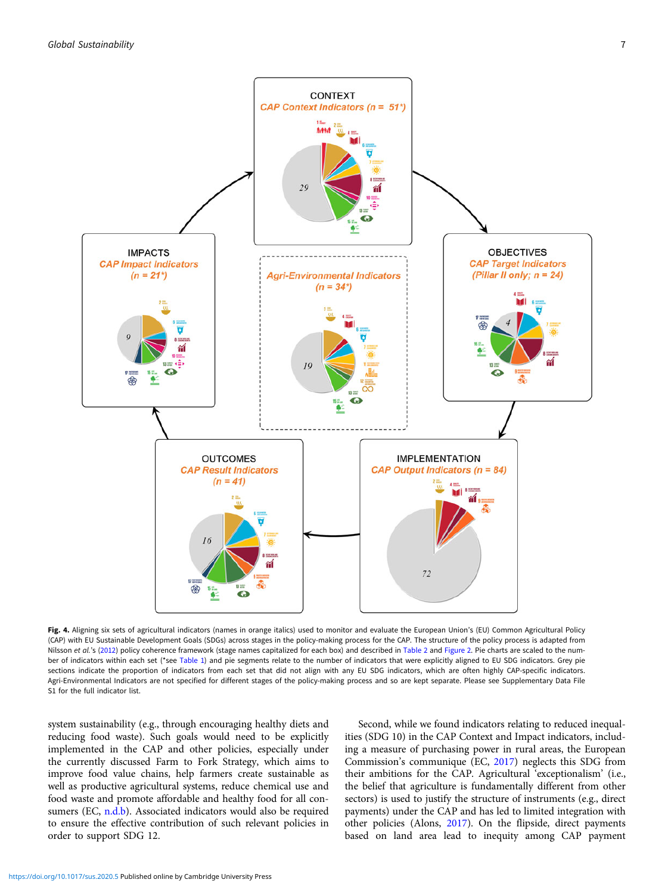**Fig. 4.** Aligning six sets of agricultural indicators (names in orange italics) used to monitor and evaluate the European Union's (EU) Common Agricultural Policy (CAP) with EU Sustainable Development Goals (SDGs) across stages in the policy-making process for the CAP. The structure of the policy process is adapted from Nilsson *et al.*'s (2012) policy coherence framework (stage names capitalized for each box) and described in Table 2 and Figure 2. Pie charts are scaled to the number of indicators within each set (*see Table 1) and pie segments relate to the number of indicators that were explicitly aligned to EU SDG indicators. Grey pie sections indicate the proportion of indicators from each set that did not align with any EU SDG indicators, which are often highly CAP-specific indicators. Agri-Environmental Indicators are not specified for different stages of the policy-making process and so are kept separate. Please see Supplementary Data File S1 for the full indicator list.

system sustainability (e.g., through encouraging healthy diets and reducing food waste). Such goals would need to be explicitly implemented in the CAP and other policies, especially under the currently discussed Farm to Fork Strategy, which aims to improve food value chains, help farmers create sustainable as well as productive agricultural systems, reduce chemical use and food waste and promote affordable and healthy food for all consumers (EC, n.d.b). Associated indicators would also be required to ensure the effective contribution of such relevant policies in order to support SDG 12.

Second, while we found indicators relating to reduced inequalities (SDG 10) in the CAP Context and Impact indicators, including a measure of purchasing power in rural areas, the European Commission's communique (EC, 2017) neglects this SDG from their ambitions for the CAP. Agricultural 'exceptionalism' (i.e., the belief that agriculture is fundamentally different from other sectors) is used to justify the structure of instruments (e.g., direct payments) under the CAP and has led to limited integration with other policies (Alons, 2017). On the flipside, direct payments based on land area lead to inequity among CAP payment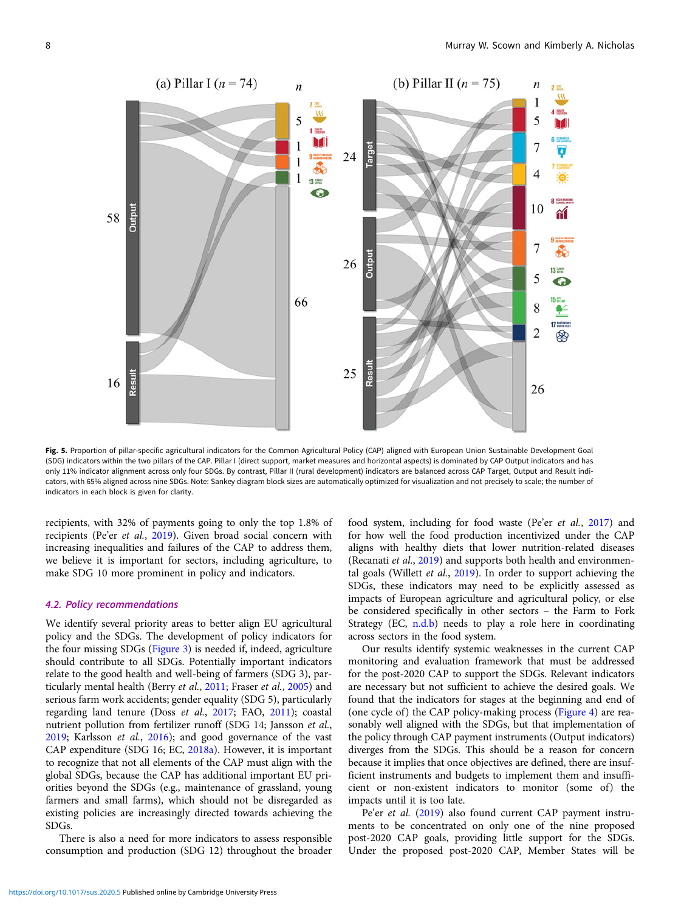**Fig. 5.** Proportion of pillar-specific agricultural indicators for the Common Agricultural Policy (CAP) aligned with European Union Sustainable Development Goal (SDG) indicators within the two pillars of the CAP. Pillar I (direct support, market measures and horizontal aspects) is dominated by CAP Output indicators and has only 11% indicator alignment across only four SDGs. By contrast, Pillar II (rural development) indicators are balanced across CAP Target, Output and Result indicators, with 65% aligned across nine SDGs. Note: Sankey diagram block sizes are automatically optimized for visualization and not precisely to scale; the number of indicators in each block is given for clarity.

recipients, with 32% of payments going to only the top 1.8% of recipients (Pe'er *et al.*, 2019). Given broad social concern with increasing inequalities and failures of the CAP to address them, we believe it is important for sectors, including agriculture, to make SDG 10 more prominent in policy and indicators.

### *4.2. Policy recommendations*

We identify several priority areas to better align EU agricultural policy and the SDGs. The development of policy indicators for the four missing SDGs (Figure 3) is needed if, indeed, agriculture should contribute to all SDGs. Potentially important indicators relate to the good health and well-being of farmers (SDG 3), particularly mental health (Berry *et al.*, 2011; Fraser *et al.*, 2005) and serious farm work accidents; gender equality (SDG 5), particularly regarding land tenure (Doss *et al.*, 2017; FAO, 2011); coastal nutrient pollution from fertilizer runoff (SDG 14; Jansson *et al.*, 2019; Karlsson *et al.*, 2016); and good governance of the vast CAP expenditure (SDG 16; EC, 2018a). However, it is important to recognize that not all elements of the CAP must align with the global SDGs, because the CAP has additional important EU priorities beyond the SDGs (e.g., maintenance of grassland, young farmers and small farms), which should not be disregarded as existing policies are increasingly directed towards achieving the SDGs.

There is also a need for more indicators to assess responsible consumption and production (SDG 12) throughout the broader food system, including for food waste (Pe'er *et al.*, 2017) and for how well the food production incentivized under the CAP aligns with healthy diets that lower nutrition-related diseases (Recanati *et al.*, 2019) and supports both health and environmental goals (Willett *et al.*, 2019). In order to support achieving the SDGs, these indicators may need to be explicitly assessed as impacts of European agriculture and agricultural policy, or else be considered specifically in other sectors – the Farm to Fork Strategy (EC, n.d.b) needs to play a role here in coordinating across sectors in the food system.

Our results identify systemic weaknesses in the current CAP monitoring and evaluation framework that must be addressed for the post-2020 CAP to support the SDGs. Relevant indicators are necessary but not sufficient to achieve the desired goals. We found that the indicators for stages at the beginning and end of (one cycle of) the CAP policy-making process (Figure 4) are reasonably well aligned with the SDGs, but that implementation of the policy through CAP payment instruments (Output indicators) diverges from the SDGs. This should be a reason for concern because it implies that once objectives are defined, there are insufficient instruments and budgets to implement them and insufficient or non-existent indicators to monitor (some of) the impacts until it is too late.

Pe'er *et al.* (2019) also found current CAP payment instruments to be concentrated on only one of the nine proposed post-2020 CAP goals, providing little support for the SDGs. Under the proposed post-2020 CAP, Member States will be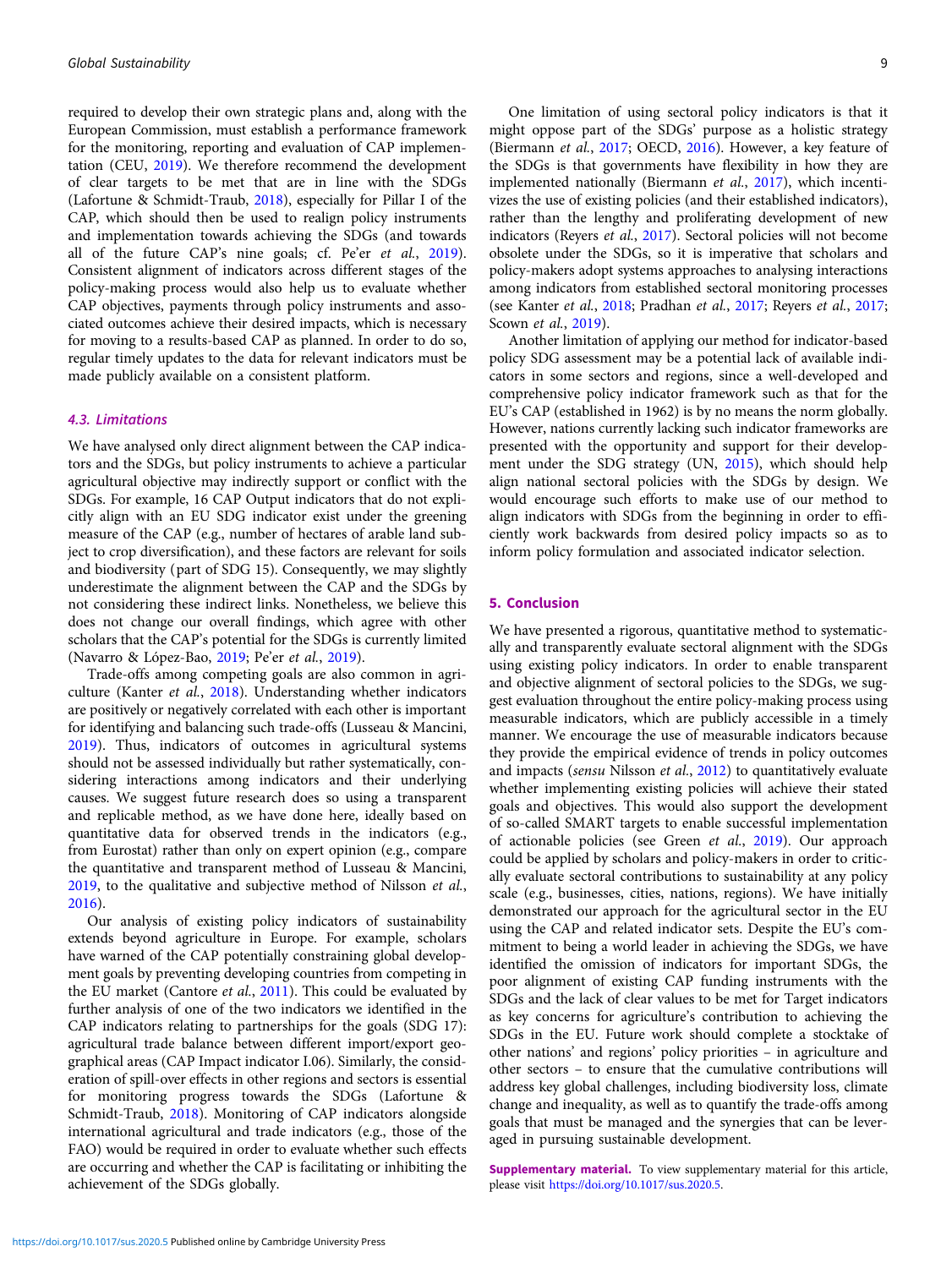required to develop their own strategic plans and, along with the European Commission, must establish a performance framework for the monitoring, reporting and evaluation of CAP implementation (CEU, 2019). We therefore recommend the development of clear targets to be met that are in line with the SDGs (Lafortune & Schmidt-Traub, 2018), especially for Pillar I of the CAP, which should then be used to realign policy instruments and implementation towards achieving the SDGs (and towards all of the future CAP's nine goals; cf. Pe'er *et al.*, 2019). Consistent alignment of indicators across different stages of the policy-making process would also help us to evaluate whether CAP objectives, payments through policy instruments and associated outcomes achieve their desired impacts, which is necessary for moving to a results-based CAP as planned. In order to do so, regular timely updates to the data for relevant indicators must be made publicly available on a consistent platform.

### 4.3. Limitations

We have analysed only direct alignment between the CAP indicators and the SDGs, but policy instruments to achieve a particular agricultural objective may indirectly support or conflict with the SDGs. For example, 16 CAP Output indicators that do not explicitly align with an EU SDG indicator exist under the greening measure of the CAP (e.g., number of hectares of arable land subject to crop diversification), and these factors are relevant for soils and biodiversity (part of SDG 15). Consequently, we may slightly underestimate the alignment between the CAP and the SDGs by not considering these indirect links. Nonetheless, we believe this does not change our overall findings, which agree with other scholars that the CAP's potential for the SDGs is currently limited (Navarro & López-Bao, 2019; Pe'er *et al.*, 2019).

Trade-offs among competing goals are also common in agriculture (Kanter *et al.*, 2018). Understanding whether indicators are positively or negatively correlated with each other is important for identifying and balancing such trade-offs (Lusseau & Mancini, 2019). Thus, indicators of outcomes in agricultural systems should not be assessed individually but rather systematically, considering interactions among indicators and their underlying causes. We suggest future research does so using a transparent and replicable method, as we have done here, ideally based on quantitative data for observed trends in the indicators (e.g., from Eurostat) rather than only on expert opinion (e.g., compare the quantitative and transparent method of Lusseau & Mancini, 2019, to the qualitative and subjective method of Nilsson *et al.*, 2016).

Our analysis of existing policy indicators of sustainability extends beyond agriculture in Europe. For example, scholars have warned of the CAP potentially constraining global development goals by preventing developing countries from competing in the EU market (Cantore *et al.*, 2011). This could be evaluated by further analysis of one of the two indicators we identified in the CAP indicators relating to partnerships for the goals (SDG 17): agricultural trade balance between different import/export geographical areas (CAP Impact indicator I.06). Similarly, the consideration of spill-over effects in other regions and sectors is essential for monitoring progress towards the SDGs (Lafortune & Schmidt-Traub, 2018). Monitoring of CAP indicators alongside international agricultural and trade indicators (e.g., those of the FAO) would be required in order to evaluate whether such effects are occurring and whether the CAP is facilitating or inhibiting the achievement of the SDGs globally.

One limitation of using sectoral policy indicators is that it might oppose part of the SDGs' purpose as a holistic strategy (Biermann *et al.*, 2017; OECD, 2016). However, a key feature of the SDGs is that governments have flexibility in how they are implemented nationally (Biermann *et al.*, 2017), which incentivizes the use of existing policies (and their established indicators), rather than the lengthy and proliferating development of new indicators (Reyers *et al.*, 2017). Sectoral policies will not become obsolete under the SDGs, so it is imperative that scholars and policy-makers adopt systems approaches to analysing interactions among indicators from established sectoral monitoring processes (see Kanter *et al.*, 2018; Pradhan *et al.*, 2017; Reyers *et al.*, 2017; Scown *et al.*, 2019).

Another limitation of applying our method for indicator-based policy SDG assessment may be a potential lack of available indicators in some sectors and regions, since a well-developed and comprehensive policy indicator framework such as that for the EU's CAP (established in 1962) is by no means the norm globally. However, nations currently lacking such indicator frameworks are presented with the opportunity and support for their development under the SDG strategy (UN, 2015), which should help align national sectoral policies with the SDGs by design. We would encourage such efforts to make use of our method to align indicators with SDGs from the beginning in order to efficiently work backwards from desired policy impacts so as to inform policy formulation and associated indicator selection.

## 5. Conclusion

We have presented a rigorous, quantitative method to systematically and transparently evaluate sectoral alignment with the SDGs using existing policy indicators. In order to enable transparent and objective alignment of sectoral policies to the SDGs, we suggest evaluation throughout the entire policy-making process using measurable indicators, which are publicly accessible in a timely manner. We encourage the use of measurable indicators because they provide the empirical evidence of trends in policy outcomes and impacts (*sensu* Nilsson *et al.*, 2012) to quantitatively evaluate whether implementing existing policies will achieve their stated goals and objectives. This would also support the development of so-called SMART targets to enable successful implementation of actionable policies (see Green *et al.*, 2019). Our approach could be applied by scholars and policy-makers in order to critically evaluate sectoral contributions to sustainability at any policy scale (e.g., businesses, cities, nations, regions). We have initially demonstrated our approach for the agricultural sector in the EU using the CAP and related indicator sets. Despite the EU's commitment to being a world leader in achieving the SDGs, we have identified the omission of indicators for important SDGs, the poor alignment of existing CAP funding instruments with the SDGs and the lack of clear values to be met for Target indicators as key concerns for agriculture's contribution to achieving the SDGs in the EU. Future work should complete a stocktake of other nations' and regions' policy priorities – in agriculture and other sectors – to ensure that the cumulative contributions will address key global challenges, including biodiversity loss, climate change and inequality, as well as to quantify the trade-offs among goals that must be managed and the synergies that can be leveraged in pursuing sustainable development.

**Supplementary material.** To view supplementary material for this article, please visit https://doi.org/10.1017/sus.2020.5.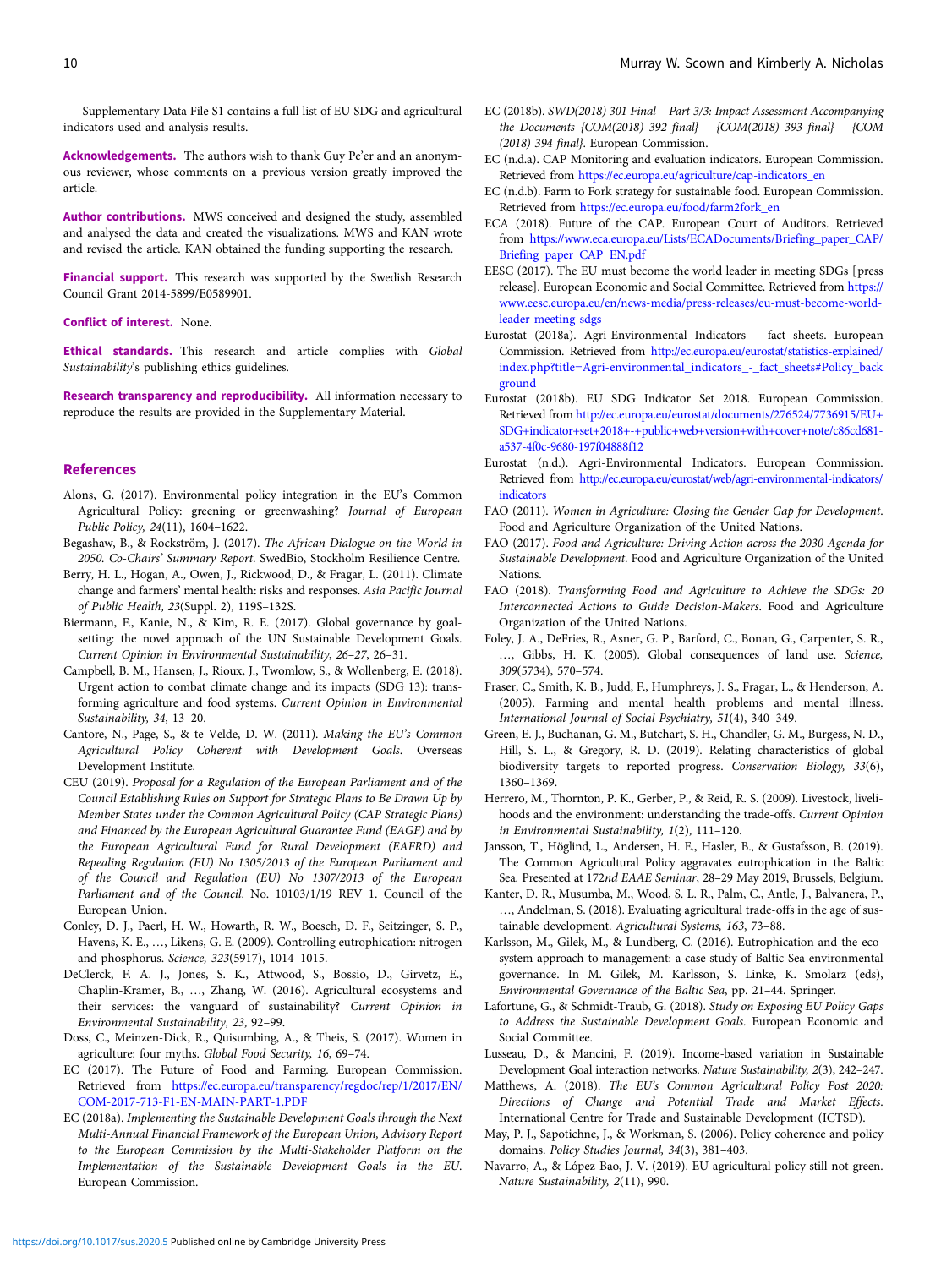Supplementary Data File S1 contains a full list of EU SDG and agricultural indicators used and analysis results.

**Acknowledgements.** The authors wish to thank Guy Pe'er and an anonymous reviewer, whose comments on a previous version greatly improved the article.

**Author contributions.** MWS conceived and designed the study, assembled and analysed the data and created the visualizations. MWS and KAN wrote and revised the article. KAN obtained the funding supporting the research.

**Financial support.** This research was supported by the Swedish Research Council Grant 2014-5899/E0589901.

**Conflict of interest.** None.

**Ethical standards.** This research and article complies with *Global Sustainability*'s publishing ethics guidelines.

**Research transparency and reproducibility.** All information necessary to reproduce the results are provided in the Supplementary Material.

## References

Alons, G. (2017). Environmental policy integration in the EU's Common Agricultural Policy: greening or greenwashing? *Journal of European Public Policy, 24*(11), 1604–1622.

Begashaw, B., & Rockström, J. (2017). *The African Dialogue on the World in 2050. Co-Chairs' Summary Report*. SwedBio, Stockholm Resilience Centre.

Berry, H. L., Hogan, A., Owen, J., Rickwood, D., & Fragar, L. (2011). Climate change and farmers' mental health: risks and responses. *Asia Pacific Journal of Public Health, 23*(Suppl. 2), 119S–132S.

Biermann, F., Kanie, N., & Kim, R. E. (2017). Global governance by goal-setting: the novel approach of the UN Sustainable Development Goals. *Current Opinion in Environmental Sustainability, 26–27*, 26–31.

Campbell, B. M., Hansen, J., Rioux, J., Twomlow, S., & Wollenberg, E. (2018). Urgent action to combat climate change and its impacts (SDG 13): transforming agriculture and food systems. *Current Opinion in Environmental Sustainability, 34*, 13–20.

Cantore, N., Page, S., & te Velde, D. W. (2011). *Making the EU's Common Agricultural Policy Coherent with Development Goals*. Overseas Development Institute.

CEU (2019). *Proposal for a Regulation of the European Parliament and of the Council Establishing Rules on Support for Strategic Plans to Be Drawn Up by Member States under the Common Agricultural Policy (CAP Strategic Plans) and Financed by the European Agricultural Guarantee Fund (EAGF) and by the European Agricultural Fund for Rural Development (EAFRD) and Repealing Regulation (EU) No 1305/2013 of the European Parliament and of the Council and Regulation (EU) No 1307/2013 of the European Parliament and of the Council*. No. 10103/1/19 REV 1. Council of the European Union.

Conley, D. J., Paerl, H. W., Howarth, R. W., Boesch, D. F., Seitzinger, S. P., Havens, K. E., …, Likens, G. E. (2009). Controlling eutrophication: nitrogen and phosphorus. *Science, 323*(5917), 1014–1015.

DeClerck, F. A. J., Jones, S. K., Attwood, S., Bossio, D., Girvetz, E., Chaplin-Kramer, B., …, Zhang, W. (2016). Agricultural ecosystems and their services: the vanguard of sustainability? *Current Opinion in Environmental Sustainability, 23*, 92–99.

Doss, C., Meinzen-Dick, R., Quisumbing, A., & Theis, S. (2017). Women in agriculture: four myths. *Global Food Security, 16*, 69–74.

EC (2017). The Future of Food and Farming. European Commission. Retrieved from https://ec.europa.eu/transparency/regdoc/rep/1/2017/EN/COM-2017-713-F1-EN-MAIN-PART-1.PDF

EC (2018a). *Implementing the Sustainable Development Goals through the Next Multi-Annual Financial Framework of the European Union, Advisory Report to the European Commission by the Multi-Stakeholder Platform on the Implementation of the Sustainable Development Goals in the EU*. European Commission.

EC (2018b). *SWD(2018) 301 Final – Part 3/3: Impact Assessment Accompanying the Documents {COM(2018) 392 final} – {COM(2018) 393 final} – {COM (2018) 394 final}*. European Commission.

EC (n.d.a). CAP Monitoring and evaluation indicators. European Commission. Retrieved from https://ec.europa.eu/agriculture/cap-indicators_en

EC (n.d.b). Farm to Fork strategy for sustainable food. European Commission. Retrieved from https://ec.europa.eu/food/farm2fork_en

ECA (2018). Future of the CAP. European Court of Auditors. Retrieved from https://www.eca.europa.eu/Lists/ECADocuments/Briefing_paper_CAP/Briefing_paper_CAP_EN.pdf

EESC (2017). The EU must become the world leader in meeting SDGs [press release]. European Economic and Social Committee. Retrieved from https://www.eesc.europa.eu/en/news-media/press-releases/eu-must-become-world-leader-meeting-sdgs

Eurostat (2018a). Agri-Environmental Indicators – fact sheets. European Commission. Retrieved from http://ec.europa.eu/eurostat/statistics-explained/index.php?title=Agri-environmental_indicators_-_fact_sheets#Policy_background

Eurostat (2018b). EU SDG Indicator Set 2018. European Commission. Retrieved from http://ec.europa.eu/eurostat/documents/276524/7736915/EU+SDG+indicator+set+2018+-+public+web+version+with+cover+note/c86cd681-a537-4f0c-9680-197f04888f12

Eurostat (n.d.). Agri-Environmental Indicators. European Commission. Retrieved from http://ec.europa.eu/eurostat/web/agri-environmental-indicators/indicators

FAO (2011). *Women in Agriculture: Closing the Gender Gap for Development*. Food and Agriculture Organization of the United Nations.

FAO (2017). *Food and Agriculture: Driving Action across the 2030 Agenda for Sustainable Development*. Food and Agriculture Organization of the United Nations.

FAO (2018). *Transforming Food and Agriculture to Achieve the SDGs: 20 Interconnected Actions to Guide Decision-Makers*. Food and Agriculture Organization of the United Nations.

Foley, J. A., DeFries, R., Asner, G. P., Barford, C., Bonan, G., Carpenter, S. R., …, Gibbs, H. K. (2005). Global consequences of land use. *Science, 309*(5734), 570–574.

Fraser, C., Smith, K. B., Judd, F., Humphreys, J. S., Fragar, L., & Henderson, A. (2005). Farming and mental health problems and mental illness. *International Journal of Social Psychiatry, 51*(4), 340–349.

Green, E. J., Buchanan, G. M., Butchart, S. H., Chandler, G. M., Burgess, N. D., Hill, S. L., & Gregory, R. D. (2019). Relating characteristics of global biodiversity targets to reported progress. *Conservation Biology, 33*(6), 1360–1369.

Herrero, M., Thornton, P. K., Gerber, P., & Reid, R. S. (2009). Livestock, livelihoods and the environment: understanding the trade-offs. *Current Opinion in Environmental Sustainability, 1*(2), 111–120.

Jansson, T., Höglind, L., Andersen, H. E., Hasler, B., & Gustafsson, B. (2019). The Common Agricultural Policy aggravates eutrophication in the Baltic Sea. Presented at *172nd EAAE Seminar*, 28–29 May 2019, Brussels, Belgium.

Kanter, D. R., Musumba, M., Wood, S. L. R., Palm, C., Antle, J., Balvanera, P., …, Andelman, S. (2018). Evaluating agricultural trade-offs in the age of sustainable development. *Agricultural Systems, 163*, 73–88.

Karlsson, M., Gilek, M., & Lundberg, C. (2016). Eutrophication and the ecosystem approach to management: a case study of Baltic Sea environmental governance. In M. Gilek, M. Karlsson, S. Linke, K. Smolarz (eds), *Environmental Governance of the Baltic Sea*, pp. 21–44. Springer.

Lafortune, G., & Schmidt-Traub, G. (2018). *Study on Exposing EU Policy Gaps to Address the Sustainable Development Goals*. European Economic and Social Committee.

Lusseau, D., & Mancini, F. (2019). Income-based variation in Sustainable Development Goal interaction networks. *Nature Sustainability, 2*(3), 242–247.

Matthews, A. (2018). *The EU's Common Agricultural Policy Post 2020: Directions of Change and Potential Trade and Market Effects*. International Centre for Trade and Sustainable Development (ICTSD).

May, P. J., Sapotichne, J., & Workman, S. (2006). Policy coherence and policy domains. *Policy Studies Journal, 34*(3), 381–403.

Navarro, A., & López-Bao, J. V. (2019). EU agricultural policy still not green. *Nature Sustainability, 2*(11), 990.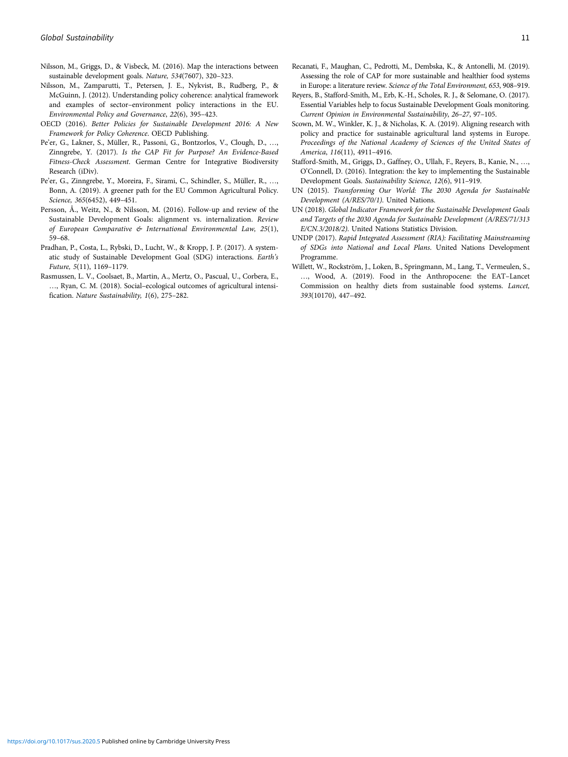Nilsson, M., Griggs, D., & Visbeck, M. (2016). Map the interactions between sustainable development goals. *Nature, 534*(7607), 320–323.

Nilsson, M., Zamparutti, T., Petersen, J. E., Nykvist, B., Rudberg, P., & McGuinn, J. (2012). Understanding policy coherence: analytical framework and examples of sector–environment policy interactions in the EU. *Environmental Policy and Governance*, *22*(6), 395–423.

OECD (2016). *Better Policies for Sustainable Development 2016: A New Framework for Policy Coherence*. OECD Publishing.

Pe'er, G., Lakner, S., Müller, R., Passoni, G., Bontzorlos, V., Clough, D., …, Zinngrebe, Y. (2017). *Is the CAP Fit for Purpose? An Evidence-Based Fitness-Check Assessment*. German Centre for Integrative Biodiversity Research (iDiv).

Pe'er, G., Zinngrebe, Y., Moreira, F., Sirami, C., Schindler, S., Müller, R., …, Bonn, A. (2019). A greener path for the EU Common Agricultural Policy. *Science, 365*(6452), 449–451.

Persson, Å., Weitz, N., & Nilsson, M. (2016). Follow-up and review of the Sustainable Development Goals: alignment vs. internalization. *Review of European Comparative & International Environmental Law, 25*(1), 59–68.

Pradhan, P., Costa, L., Rybski, D., Lucht, W., & Kropp, J. P. (2017). A systematic study of Sustainable Development Goal (SDG) interactions. *Earth's Future, 5*(11), 1169–1179.

Rasmussen, L. V., Coolsaet, B., Martin, A., Mertz, O., Pascual, U., Corbera, E., …, Ryan, C. M. (2018). Social–ecological outcomes of agricultural intensification. *Nature Sustainability, 1*(6), 275–282.

Recanati, F., Maughan, C., Pedrotti, M., Dembska, K., & Antonelli, M. (2019). Assessing the role of CAP for more sustainable and healthier food systems in Europe: a literature review. *Science of the Total Environment, 653*, 908–919.

Reyers, B., Stafford-Smith, M., Erb, K.-H., Scholes, R. J., & Selomane, O. (2017). Essential Variables help to focus Sustainable Development Goals monitoring. *Current Opinion in Environmental Sustainability*, *26–27*, 97–105.

Scown, M. W., Winkler, K. J., & Nicholas, K. A. (2019). Aligning research with policy and practice for sustainable agricultural land systems in Europe. *Proceedings of the National Academy of Sciences of the United States of America*, *116*(11), 4911–4916.

Stafford-Smith, M., Griggs, D., Gaffney, O., Ullah, F., Reyers, B., Kanie, N., …, O'Connell, D. (2016). Integration: the key to implementing the Sustainable Development Goals. *Sustainability Science, 12*(6), 911–919.

UN (2015). *Transforming Our World: The 2030 Agenda for Sustainable Development (A/RES/70/1).* United Nations.

UN (2018). *Global Indicator Framework for the Sustainable Development Goals and Targets of the 2030 Agenda for Sustainable Development (A/RES/71/313 E/CN.3/2018/2).* United Nations Statistics Division.

UNDP (2017). *Rapid Integrated Assessment (RIA): Facilitating Mainstreaming of SDGs into National and Local Plans*. United Nations Development Programme.

Willett, W., Rockström, J., Loken, B., Springmann, M., Lang, T., Vermeulen, S., …, Wood, A. (2019). Food in the Anthropocene: the EAT–Lancet Commission on healthy diets from sustainable food systems. *Lancet, 393*(10170), 447–492.